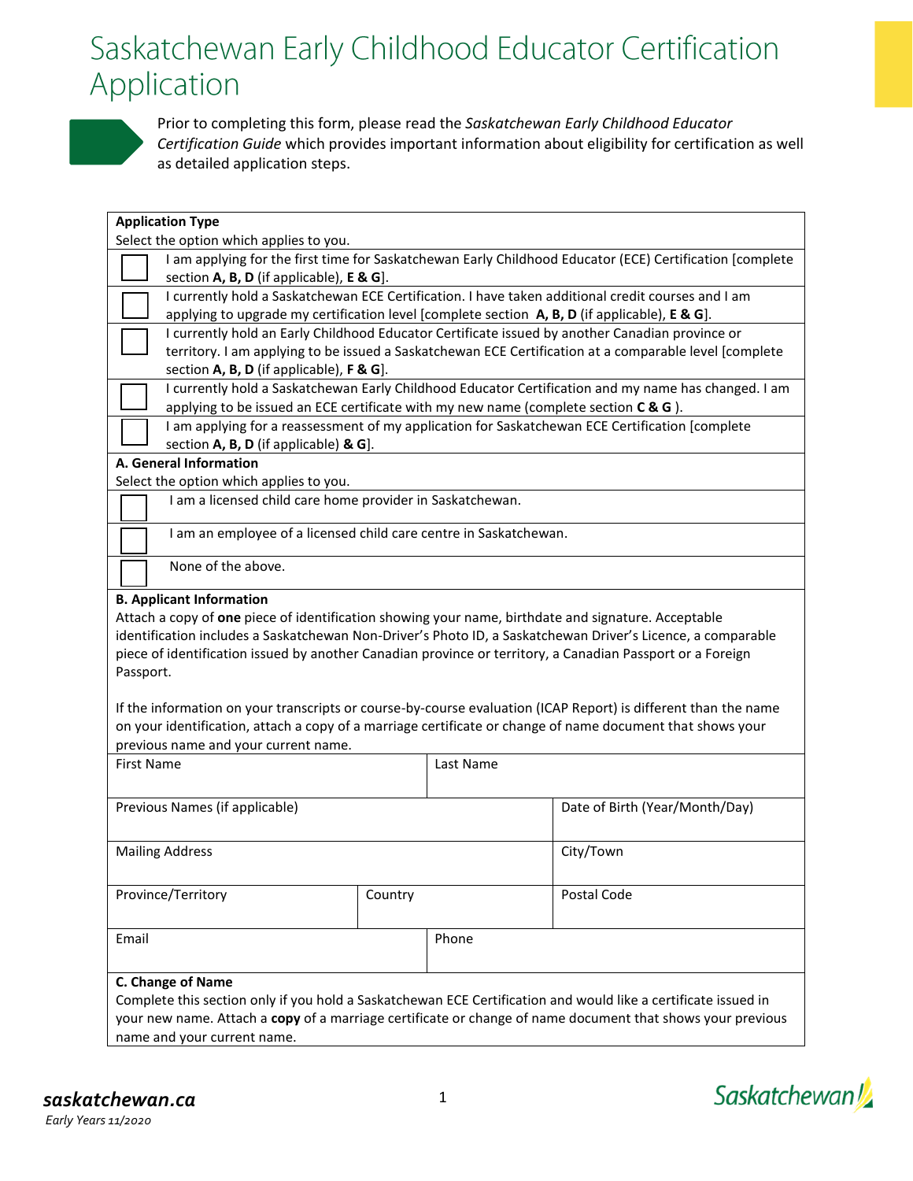# Saskatchewan Early Childhood Educator Certification Application

Prior to completing this form, please read the *Saskatchewan Early Childhood Educator Certification Guide* which provides important information about eligibility for certification as well as detailed application steps.

**Application Type**

Select the option which applies to you.

| | |
|---|---|
| ☐ | I am applying for the first time for Saskatchewan Early Childhood Educator (ECE) Certification [complete section **A, B, D** (if applicable), **E & G**]. |
| ☐ | I currently hold a Saskatchewan ECE Certification. I have taken additional credit courses and I am applying to upgrade my certification level [complete section **A, B, D** (if applicable), **E & G**]. |
| ☐ | I currently hold an Early Childhood Educator Certificate issued by another Canadian province or territory. I am applying to be issued a Saskatchewan ECE Certification at a comparable level [complete section **A, B, D** (if applicable), **F & G**]. |
| ☐ | I currently hold a Saskatchewan Early Childhood Educator Certification and my name has changed. I am applying to be issued an ECE certificate with my new name (complete section **C & G** ). |
| ☐ | I am applying for a reassessment of my application for Saskatchewan ECE Certification [complete section **A, B, D** (if applicable) **& G**]. |

**A. General Information**

Select the option which applies to you.

| | |
|---|---|
| ☐ | I am a licensed child care home provider in Saskatchewan. |
| ☐ | I am an employee of a licensed child care centre in Saskatchewan. |
| ☐ | None of the above. |

**B. Applicant Information**

Attach a copy of **one** piece of identification showing your name, birthdate and signature. Acceptable identification includes a Saskatchewan Non-Driver's Photo ID, a Saskatchewan Driver's Licence, a comparable piece of identification issued by another Canadian province or territory, a Canadian Passport or a Foreign Passport.

If the information on your transcripts or course-by-course evaluation (ICAP Report) is different than the name on your identification, attach a copy of a marriage certificate or change of name document that shows your previous name and your current name.

| First Name | | Last Name |
|---|---|---|
| **Previous Names (if applicable)** | | **Date of Birth (Year/Month/Day)** |
| **Mailing Address** | | **City/Town** |
| **Province/Territory** | **Country** | **Postal Code** |
| **Email** | | **Phone** |

**C. Change of Name**

Complete this section only if you hold a Saskatchewan ECE Certification and would like a certificate issued in your new name. Attach a **copy** of a marriage certificate or change of name document that shows your previous name and your current name.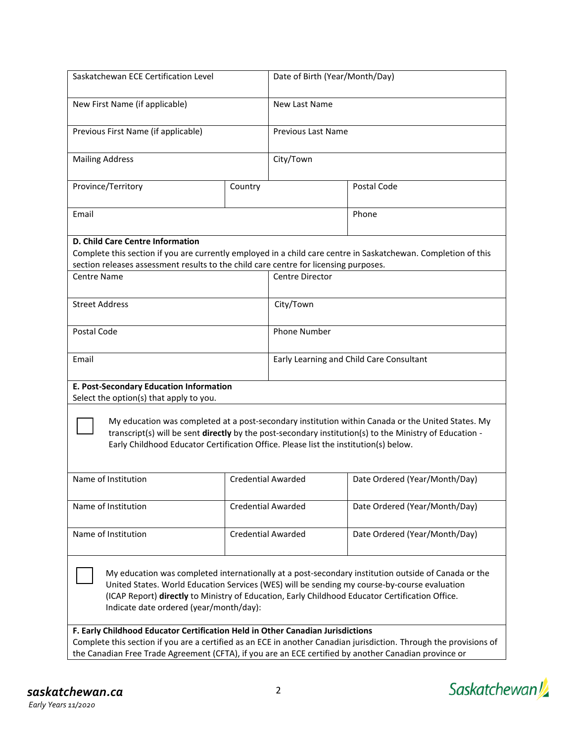| Saskatchewan ECE Certification Level | Date of Birth (Year/Month/Day) |
|---|---|
| New First Name (if applicable) | New Last Name |
| Previous First Name (if applicable) | Previous Last Name |
| Mailing Address | City/Town |

| Province/Territory | Country | Postal Code |
|---|---|---|
| Email | | Phone |

**D. Child Care Centre Information**

Complete this section if you are currently employed in a child care centre in Saskatchewan. Completion of this section releases assessment results to the child care centre for licensing purposes.

| Centre Name | Centre Director |
|---|---|
| Street Address | City/Town |
| Postal Code | Phone Number |
| Email | Early Learning and Child Care Consultant |

**E. Post-Secondary Education Information**

Select the option(s) that apply to you.

☐ My education was completed at a post-secondary institution within Canada or the United States. My transcript(s) will be sent **directly** by the post-secondary institution(s) to the Ministry of Education - Early Childhood Educator Certification Office. Please list the institution(s) below.

| Name of Institution | Credential Awarded | Date Ordered (Year/Month/Day) |
|---|---|---|
| Name of Institution | Credential Awarded | Date Ordered (Year/Month/Day) |
| Name of Institution | Credential Awarded | Date Ordered (Year/Month/Day) |

☐ My education was completed internationally at a post-secondary institution outside of Canada or the United States. World Education Services (WES) will be sending my course-by-course evaluation (ICAP Report) **directly** to Ministry of Education, Early Childhood Educator Certification Office. Indicate date ordered (year/month/day):

**F. Early Childhood Educator Certification Held in Other Canadian Jurisdictions**

Complete this section if you are a certified as an ECE in another Canadian jurisdiction. Through the provisions of the Canadian Free Trade Agreement (CFTA), if you are an ECE certified by another Canadian province or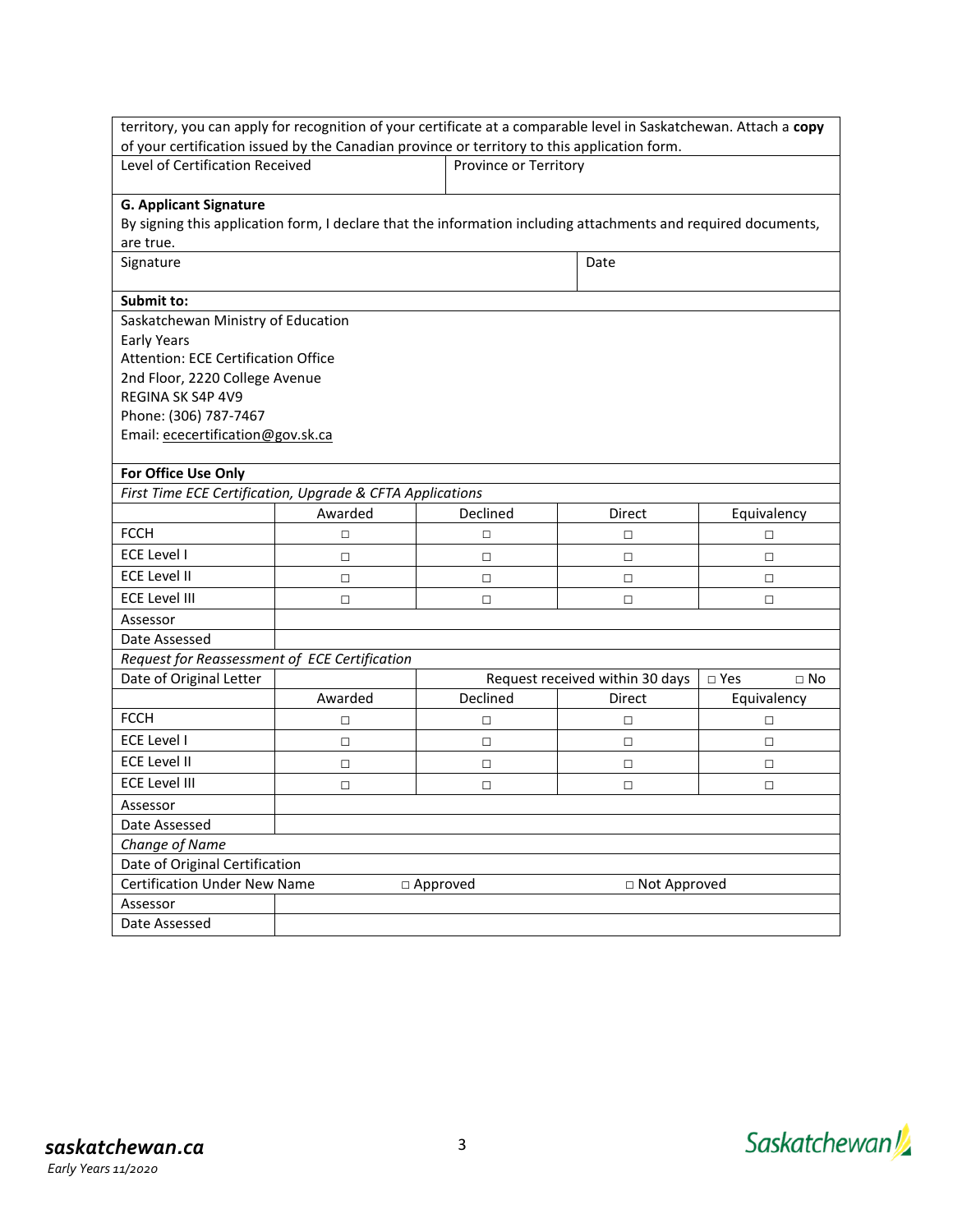territory, you can apply for recognition of your certificate at a comparable level in Saskatchewan. Attach a **copy** of your certification issued by the Canadian province or territory to this application form.

| Level of Certification Received | Province or Territory |
|---|---|
| | |

**G. Applicant Signature**

By signing this application form, I declare that the information including attachments and required documents, are true.

| Signature | Date |
|---|---|
| | |

**Submit to:**

Saskatchewan Ministry of Education
Early Years
Attention: ECE Certification Office
2nd Floor, 2220 College Avenue
REGINA SK S4P 4V9
Phone: (306) 787-7467
Email: ececertification@gov.sk.ca

**For Office Use Only**

*First Time ECE Certification, Upgrade & CFTA Applications*

| | Awarded | Declined | Direct | Equivalency |
|---|---|---|---|---|
| FCCH | □ | □ | □ | □ |
| ECE Level I | □ | □ | □ | □ |
| ECE Level II | □ | □ | □ | □ |
| ECE Level III | □ | □ | □ | □ |
| Assessor | | | | |
| Date Assessed | | | | |

*Request for Reassessment of ECE Certification*

| Date of Original Letter | | Request received within 30 days | | □ Yes □ No |
|---|---|---|---|---|
| | Awarded | Declined | Direct | Equivalency |
| FCCH | □ | □ | □ | □ |
| ECE Level I | □ | □ | □ | □ |
| ECE Level II | □ | □ | □ | □ |
| ECE Level III | □ | □ | □ | □ |
| Assessor | | | | |
| Date Assessed | | | | |

*Change of Name*

| | | |
|---|---|---|
| Date of Original Certification | | |
| Certification Under New Name | □ Approved | □ Not Approved |
| Assessor | | |
| Date Assessed | | |

Early Years 11/2020